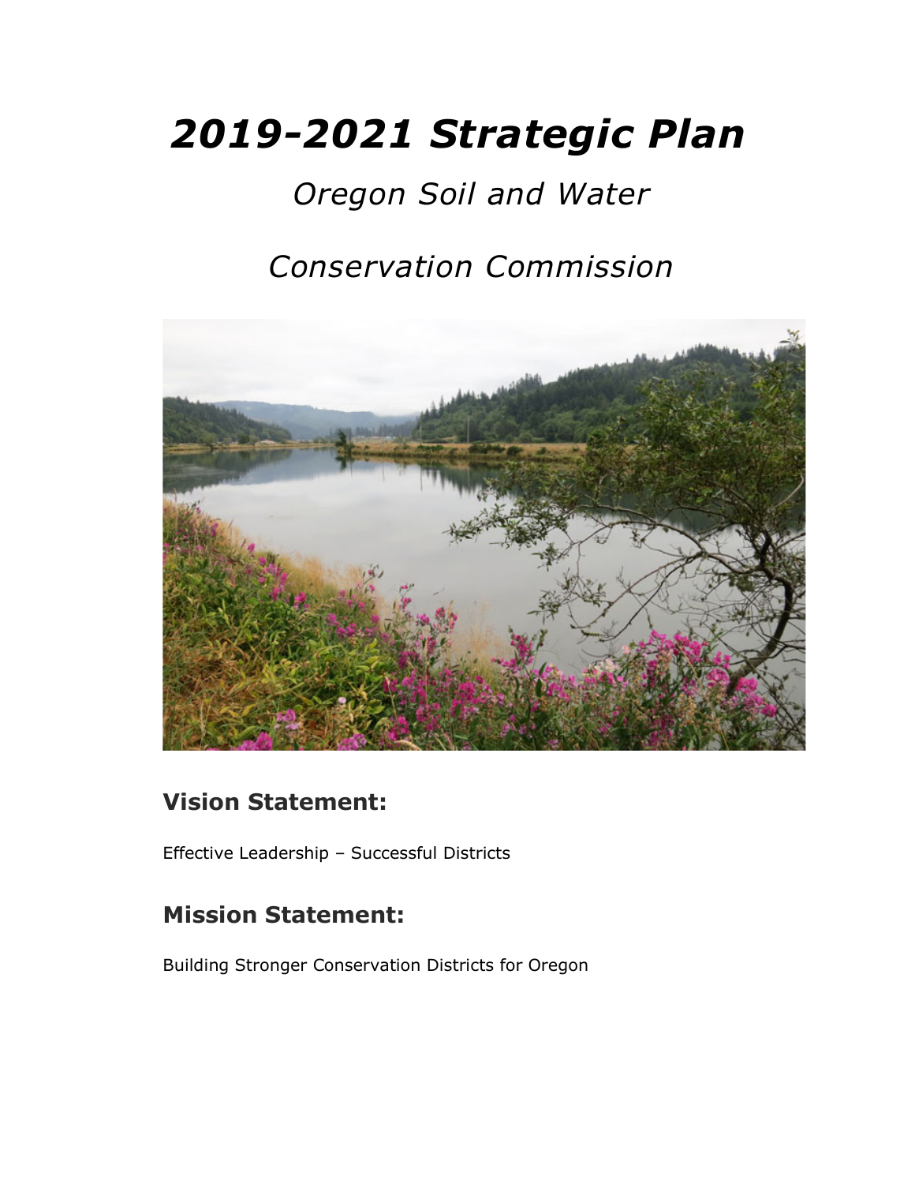# *2019-2021 Strategic Plan*

## *Oregon Soil and Water Conservation Commission*

## Vision Statement:

Effective Leadership – Successful Districts

## Mission Statement:

Building Stronger Conservation Districts for Oregon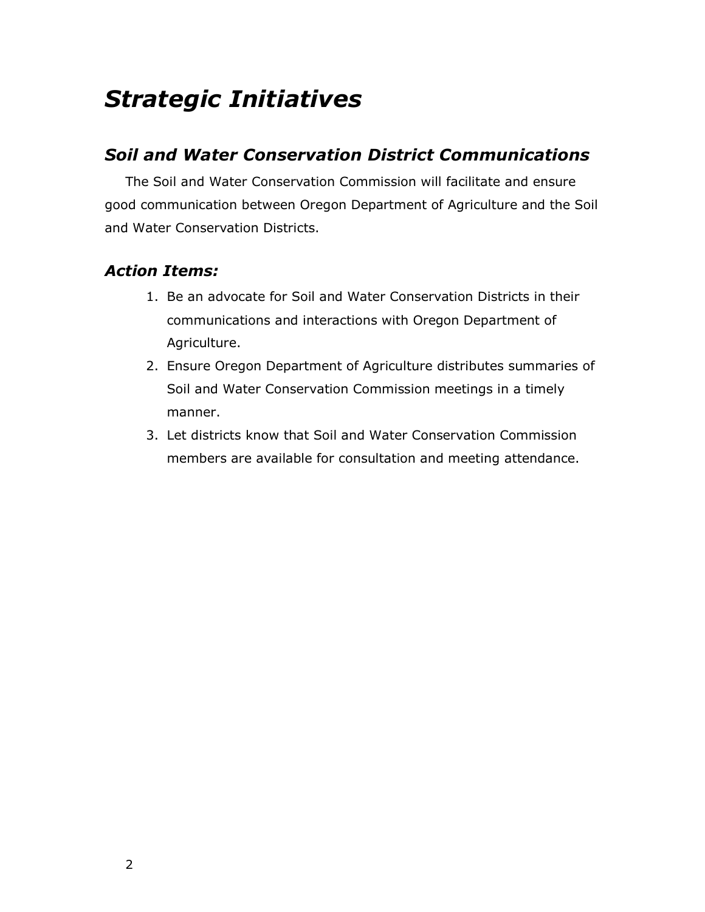# *Strategic Initiatives*

## *Soil and Water Conservation District Communications*

The Soil and Water Conservation Commission will facilitate and ensure good communication between Oregon Department of Agriculture and the Soil and Water Conservation Districts.

### *Action Items:*

1. Be an advocate for Soil and Water Conservation Districts in their communications and interactions with Oregon Department of Agriculture.
2. Ensure Oregon Department of Agriculture distributes summaries of Soil and Water Conservation Commission meetings in a timely manner.
3. Let districts know that Soil and Water Conservation Commission members are available for consultation and meeting attendance.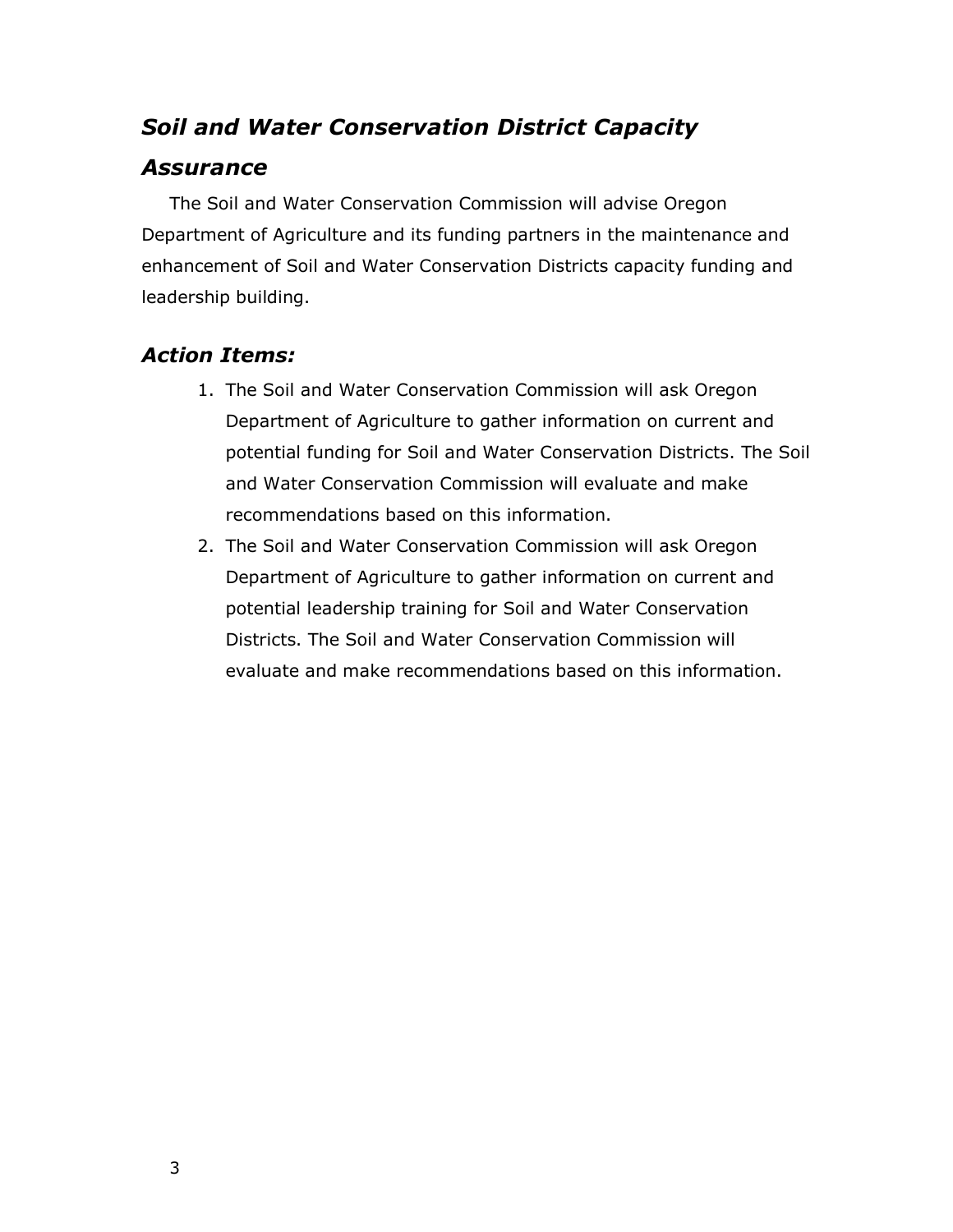## *Soil and Water Conservation District Capacity Assurance*

The Soil and Water Conservation Commission will advise Oregon Department of Agriculture and its funding partners in the maintenance and enhancement of Soil and Water Conservation Districts capacity funding and leadership building.

### *Action Items:*

1. The Soil and Water Conservation Commission will ask Oregon Department of Agriculture to gather information on current and potential funding for Soil and Water Conservation Districts. The Soil and Water Conservation Commission will evaluate and make recommendations based on this information.
2. The Soil and Water Conservation Commission will ask Oregon Department of Agriculture to gather information on current and potential leadership training for Soil and Water Conservation Districts. The Soil and Water Conservation Commission will evaluate and make recommendations based on this information.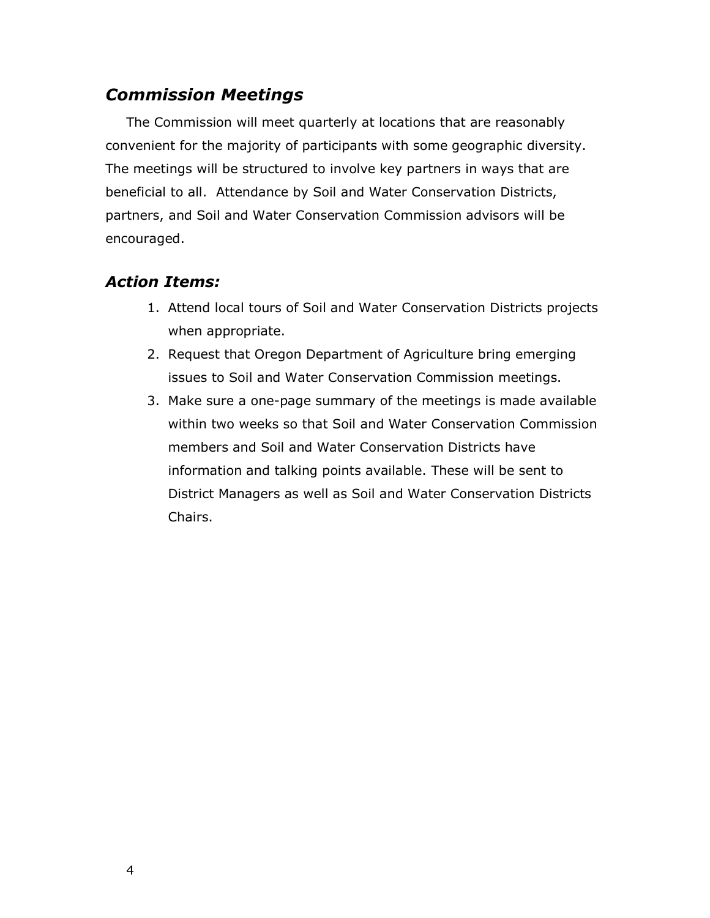## *Commission Meetings*

The Commission will meet quarterly at locations that are reasonably convenient for the majority of participants with some geographic diversity. The meetings will be structured to involve key partners in ways that are beneficial to all. Attendance by Soil and Water Conservation Districts, partners, and Soil and Water Conservation Commission advisors will be encouraged.

## *Action Items:*

1. Attend local tours of Soil and Water Conservation Districts projects when appropriate.
2. Request that Oregon Department of Agriculture bring emerging issues to Soil and Water Conservation Commission meetings.
3. Make sure a one-page summary of the meetings is made available within two weeks so that Soil and Water Conservation Commission members and Soil and Water Conservation Districts have information and talking points available. These will be sent to District Managers as well as Soil and Water Conservation Districts Chairs.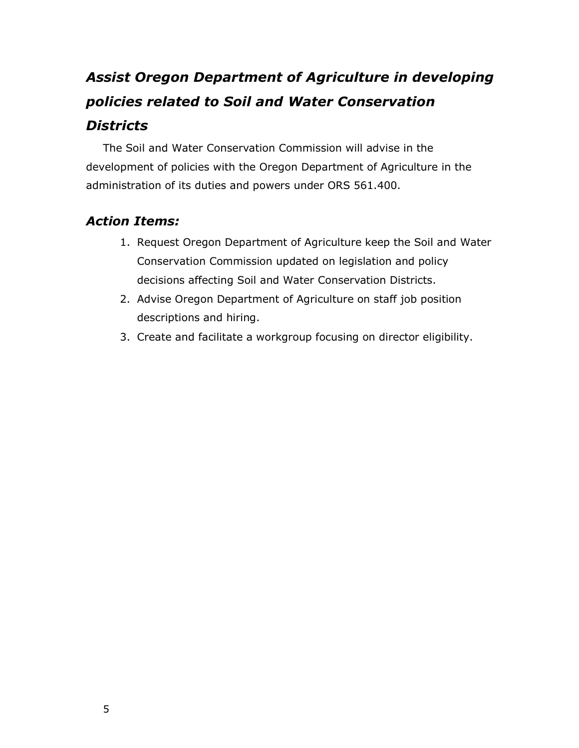## *Assist Oregon Department of Agriculture in developing policies related to Soil and Water Conservation Districts*

The Soil and Water Conservation Commission will advise in the development of policies with the Oregon Department of Agriculture in the administration of its duties and powers under ORS 561.400.

### *Action Items:*

1. Request Oregon Department of Agriculture keep the Soil and Water Conservation Commission updated on legislation and policy decisions affecting Soil and Water Conservation Districts.
2. Advise Oregon Department of Agriculture on staff job position descriptions and hiring.
3. Create and facilitate a workgroup focusing on director eligibility.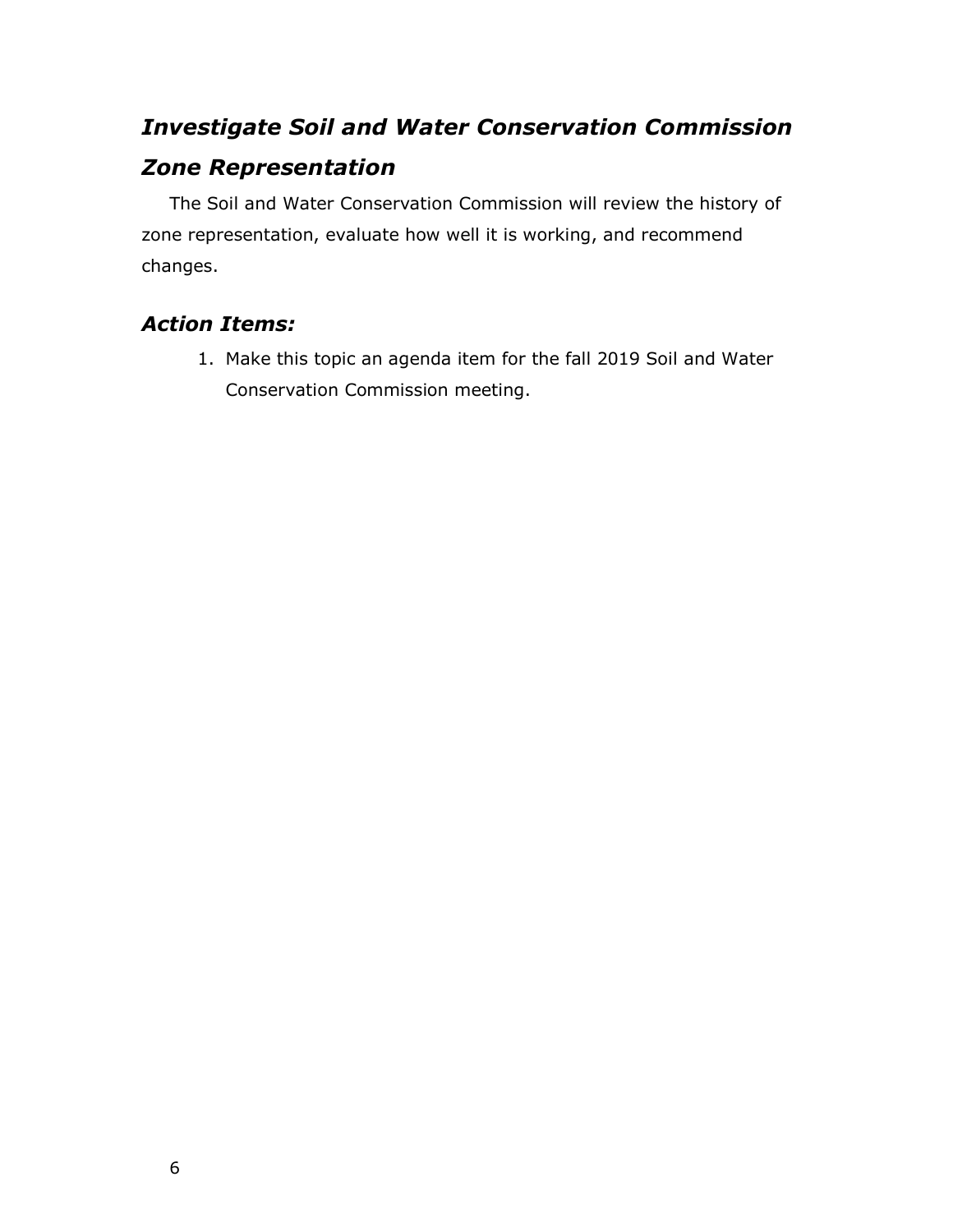## *Investigate Soil and Water Conservation Commission Zone Representation*

The Soil and Water Conservation Commission will review the history of zone representation, evaluate how well it is working, and recommend changes.

### *Action Items:*

1. Make this topic an agenda item for the fall 2019 Soil and Water Conservation Commission meeting.